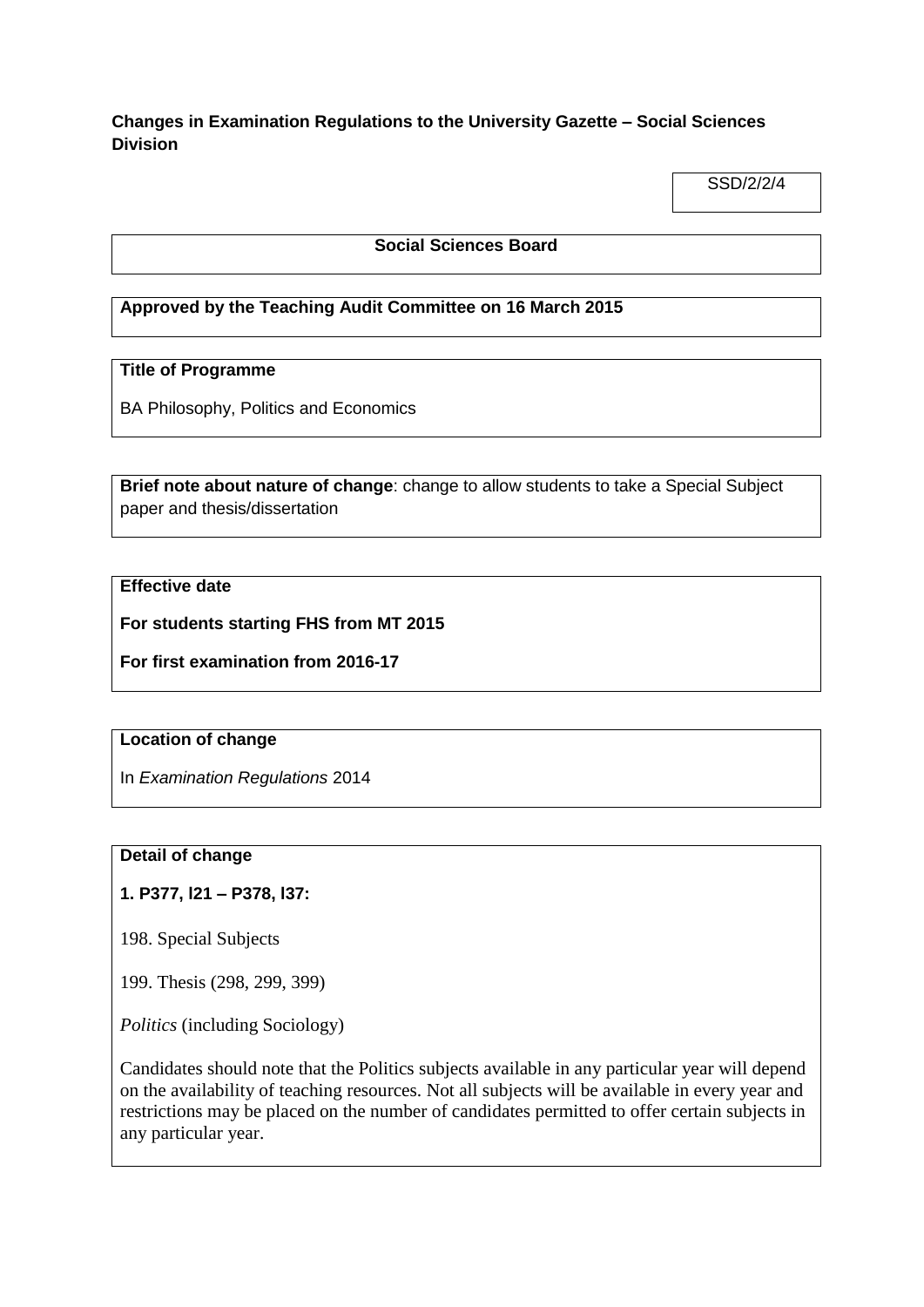**Changes in Examination Regulations to the University Gazette – Social Sciences Division**

SSD/2/2/4

**Social Sciences Board**

**Approved by the Teaching Audit Committee on 16 March 2015**

**Title of Programme**

BA Philosophy, Politics and Economics

**Brief note about nature of change**: change to allow students to take a Special Subject paper and thesis/dissertation

**Effective date**

**For students starting FHS from MT 2015**

**For first examination from 2016-17**

**Location of change**

In *Examination Regulations* 2014

**Detail of change**

**1. P377, l21 – P378, l37:**

198. Special Subjects

199. Thesis (298, 299, 399)

*Politics* (including Sociology)

Candidates should note that the Politics subjects available in any particular year will depend on the availability of teaching resources. Not all subjects will be available in every year and restrictions may be placed on the number of candidates permitted to offer certain subjects in any particular year.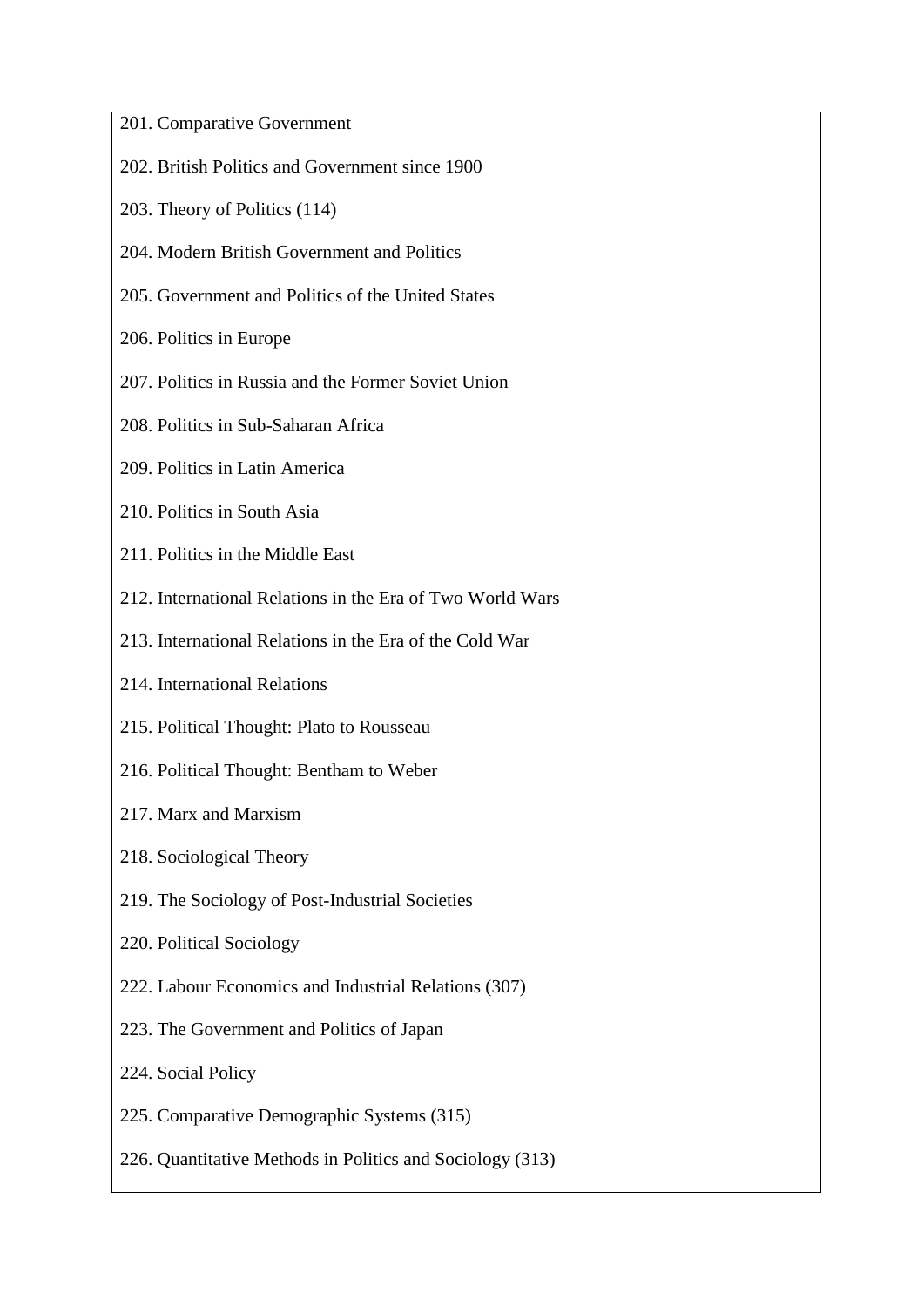201. Comparative Government

202. British Politics and Government since 1900

203. Theory of Politics (114)

204. Modern British Government and Politics

205. Government and Politics of the United States

206. Politics in Europe

207. Politics in Russia and the Former Soviet Union

208. Politics in Sub-Saharan Africa

209. Politics in Latin America

210. Politics in South Asia

211. Politics in the Middle East

212. International Relations in the Era of Two World Wars

213. International Relations in the Era of the Cold War

214. International Relations

215. Political Thought: Plato to Rousseau

216. Political Thought: Bentham to Weber

217. Marx and Marxism

218. Sociological Theory

219. The Sociology of Post-Industrial Societies

220. Political Sociology

222. Labour Economics and Industrial Relations (307)

223. The Government and Politics of Japan

224. Social Policy

225. Comparative Demographic Systems (315)

226. Quantitative Methods in Politics and Sociology (313)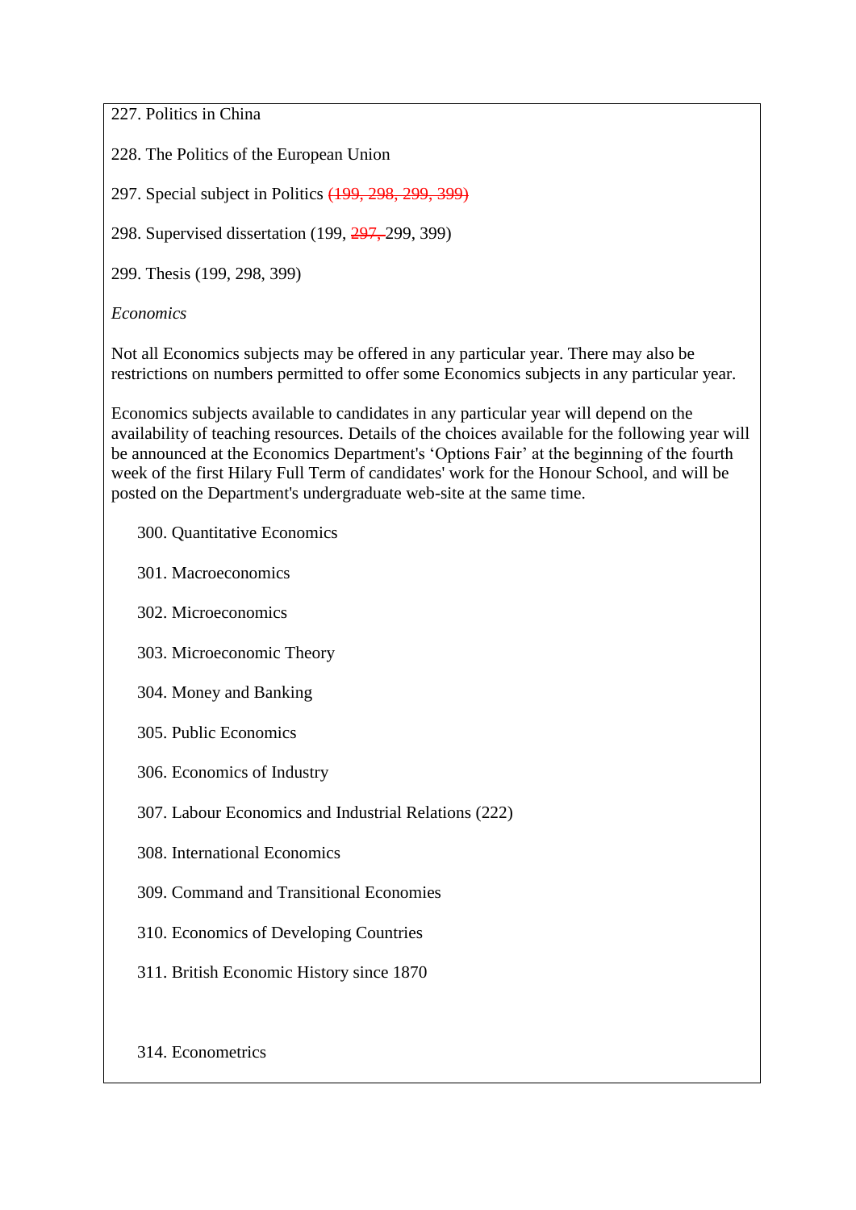227. Politics in China

228. The Politics of the European Union

297. Special subject in Politics ~~(199, 298, 299, 399)~~

298. Supervised dissertation (199, ~~297,~~ 299, 399)

299. Thesis (199, 298, 399)

*Economics*

Not all Economics subjects may be offered in any particular year. There may also be restrictions on numbers permitted to offer some Economics subjects in any particular year.

Economics subjects available to candidates in any particular year will depend on the availability of teaching resources. Details of the choices available for the following year will be announced at the Economics Department's 'Options Fair' at the beginning of the fourth week of the first Hilary Full Term of candidates' work for the Honour School, and will be posted on the Department's undergraduate web-site at the same time.

300. Quantitative Economics

301. Macroeconomics

302. Microeconomics

303. Microeconomic Theory

304. Money and Banking

305. Public Economics

306. Economics of Industry

307. Labour Economics and Industrial Relations (222)

308. International Economics

309. Command and Transitional Economies

310. Economics of Developing Countries

311. British Economic History since 1870

314. Econometrics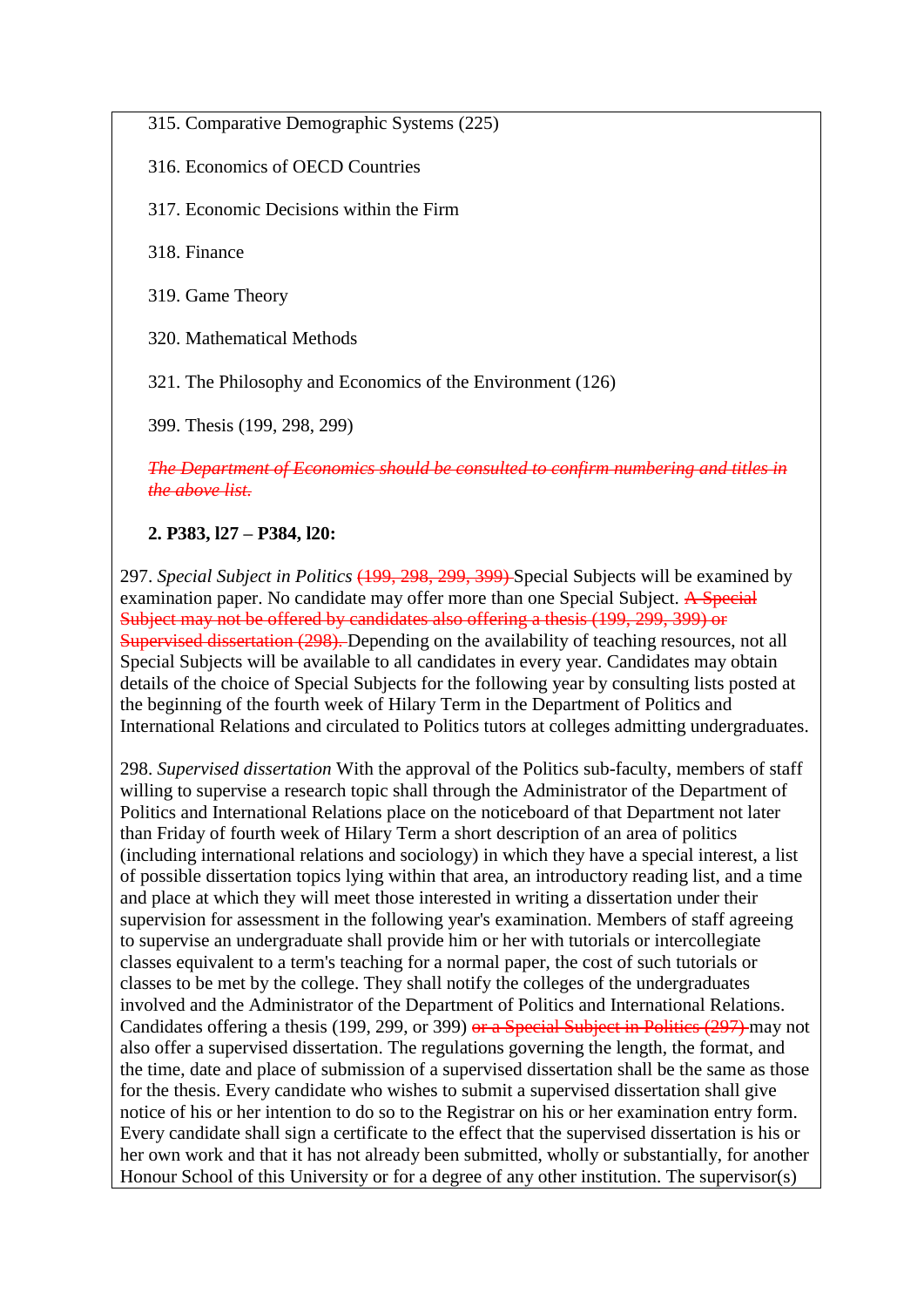315. Comparative Demographic Systems (225)

316. Economics of OECD Countries

317. Economic Decisions within the Firm

318. Finance

319. Game Theory

320. Mathematical Methods

321. The Philosophy and Economics of the Environment (126)

399. Thesis (199, 298, 299)

~~*The Department of Economics should be consulted to confirm numbering and titles in the above list.*~~

**2. P383, l27 – P384, l20:**

297. *Special Subject in Politics* ~~(199, 298, 299, 399)~~ Special Subjects will be examined by examination paper. No candidate may offer more than one Special Subject. ~~A Special Subject may not be offered by candidates also offering a thesis (199, 299, 399) or Supervised dissertation (298).~~ Depending on the availability of teaching resources, not all Special Subjects will be available to all candidates in every year. Candidates may obtain details of the choice of Special Subjects for the following year by consulting lists posted at the beginning of the fourth week of Hilary Term in the Department of Politics and International Relations and circulated to Politics tutors at colleges admitting undergraduates.

298. *Supervised dissertation* With the approval of the Politics sub-faculty, members of staff willing to supervise a research topic shall through the Administrator of the Department of Politics and International Relations place on the noticeboard of that Department not later than Friday of fourth week of Hilary Term a short description of an area of politics (including international relations and sociology) in which they have a special interest, a list of possible dissertation topics lying within that area, an introductory reading list, and a time and place at which they will meet those interested in writing a dissertation under their supervision for assessment in the following year's examination. Members of staff agreeing to supervise an undergraduate shall provide him or her with tutorials or intercollegiate classes equivalent to a term's teaching for a normal paper, the cost of such tutorials or classes to be met by the college. They shall notify the colleges of the undergraduates involved and the Administrator of the Department of Politics and International Relations. Candidates offering a thesis (199, 299, or 399) ~~or a Special Subject in Politics (297)~~ may not also offer a supervised dissertation. The regulations governing the length, the format, and the time, date and place of submission of a supervised dissertation shall be the same as those for the thesis. Every candidate who wishes to submit a supervised dissertation shall give notice of his or her intention to do so to the Registrar on his or her examination entry form. Every candidate shall sign a certificate to the effect that the supervised dissertation is his or her own work and that it has not already been submitted, wholly or substantially, for another Honour School of this University or for a degree of any other institution. The supervisor(s)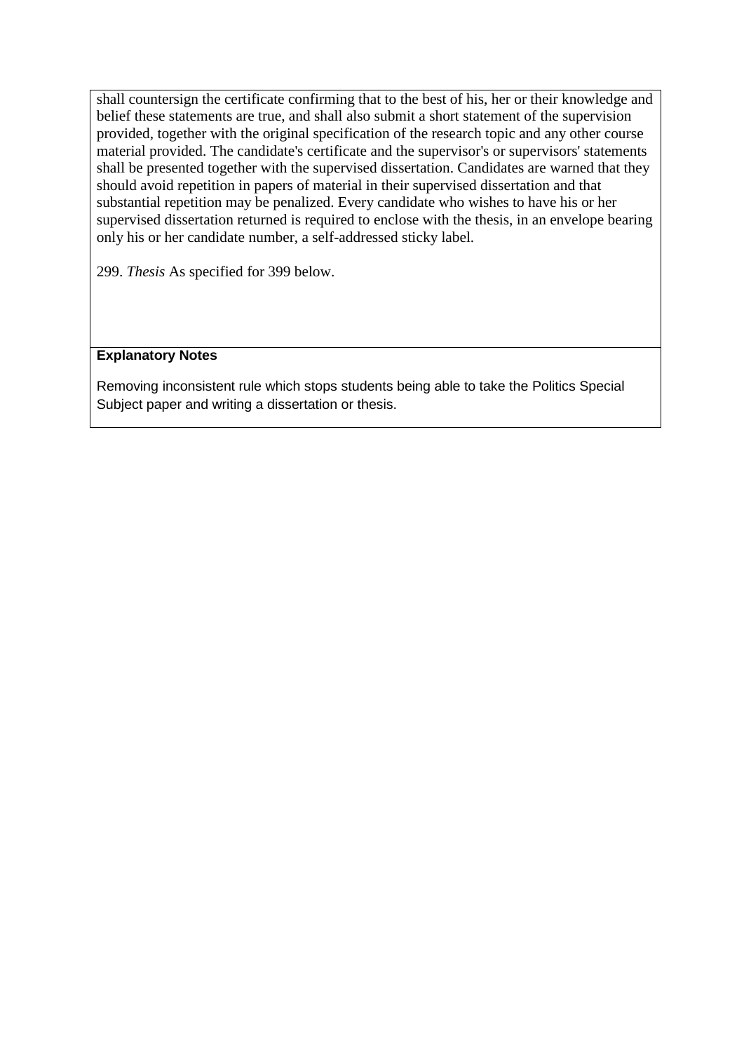shall countersign the certificate confirming that to the best of his, her or their knowledge and belief these statements are true, and shall also submit a short statement of the supervision provided, together with the original specification of the research topic and any other course material provided. The candidate's certificate and the supervisor's or supervisors' statements shall be presented together with the supervised dissertation. Candidates are warned that they should avoid repetition in papers of material in their supervised dissertation and that substantial repetition may be penalized. Every candidate who wishes to have his or her supervised dissertation returned is required to enclose with the thesis, in an envelope bearing only his or her candidate number, a self-addressed sticky label.

299. *Thesis* As specified for 399 below.

**Explanatory Notes**

Removing inconsistent rule which stops students being able to take the Politics Special Subject paper and writing a dissertation or thesis.